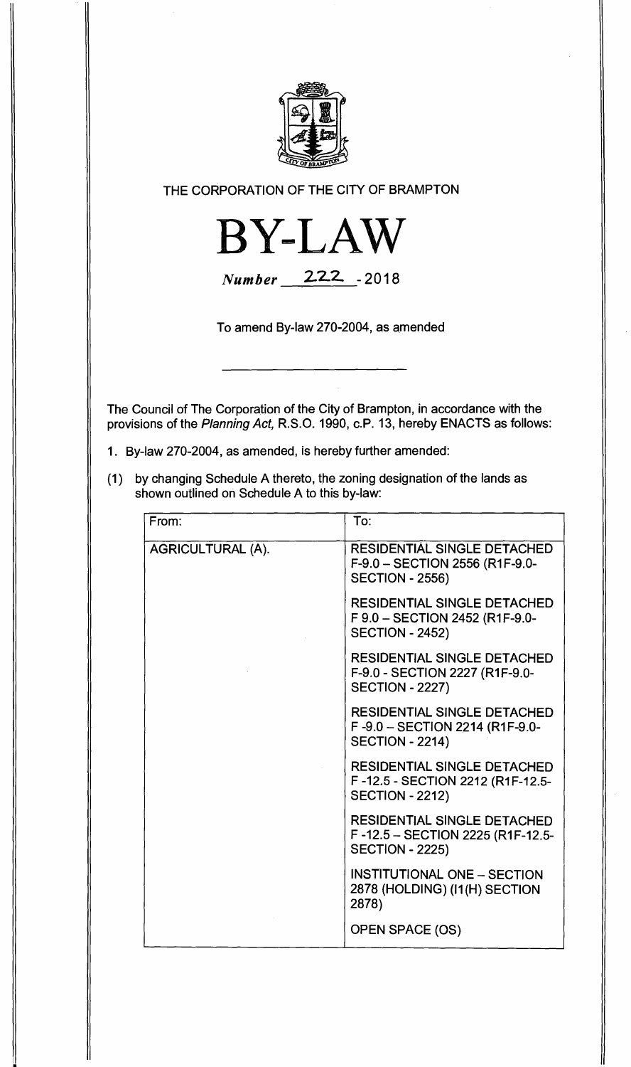THE CORPORATION OF THE CITY OF BRAMPTON

# BY-LAW

*Number* 222 - 2018

To amend By-law 270-2004, as amended

The Council of The Corporation of the City of Brampton, in accordance with the provisions of the *Planning Act,* R.S.O. 1990, c.P. 13, hereby ENACTS as follows:

1. By-law 270-2004, as amended, is hereby further amended:

(1) by changing Schedule A thereto, the zoning designation of the lands as shown outlined on Schedule A to this by-law:

| From: | To: |
|---|---|
| AGRICULTURAL (A). | RESIDENTIAL SINGLE DETACHED F-9.0 – SECTION 2556 (R1F-9.0-SECTION - 2556)<br><br>RESIDENTIAL SINGLE DETACHED F 9.0 – SECTION 2452 (R1F-9.0-SECTION - 2452)<br><br>RESIDENTIAL SINGLE DETACHED F-9.0 - SECTION 2227 (R1F-9.0-SECTION - 2227)<br><br>RESIDENTIAL SINGLE DETACHED F -9.0 – SECTION 2214 (R1F-9.0-SECTION - 2214)<br><br>RESIDENTIAL SINGLE DETACHED F -12.5 - SECTION 2212 (R1F-12.5-SECTION - 2212)<br><br>RESIDENTIAL SINGLE DETACHED F -12.5 – SECTION 2225 (R1F-12.5-SECTION - 2225)<br><br>INSTITUTIONAL ONE – SECTION 2878 (HOLDING) (I1(H) SECTION 2878)<br><br>OPEN SPACE (OS) |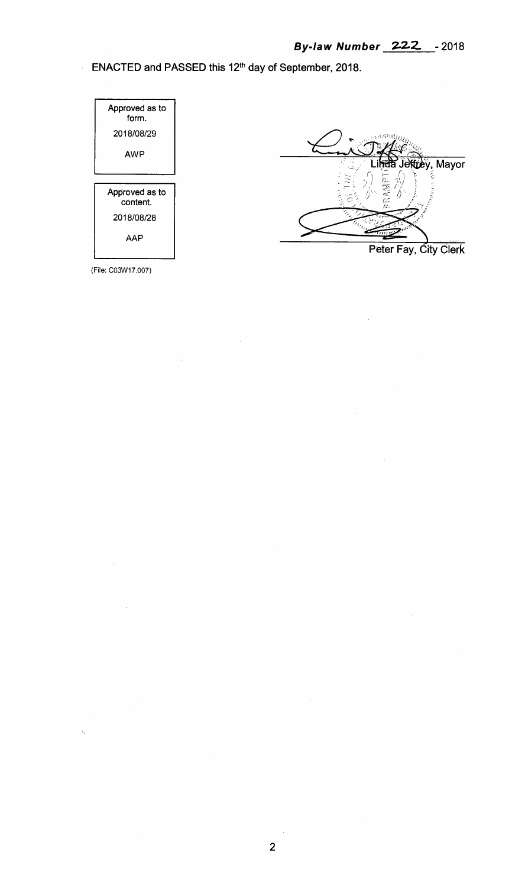***By-law Number 222 - 2018***

ENACTED and PASSED this 12th day of September, 2018.

| Approved as to form. |
| --- |
| 2018/08/29 |
| AWP |

| Approved as to content. |
| --- |
| 2018/08/28 |
| AAP |

Linda Jeffrey, Mayor

Peter Fay, City Clerk

(File: C03W17.007)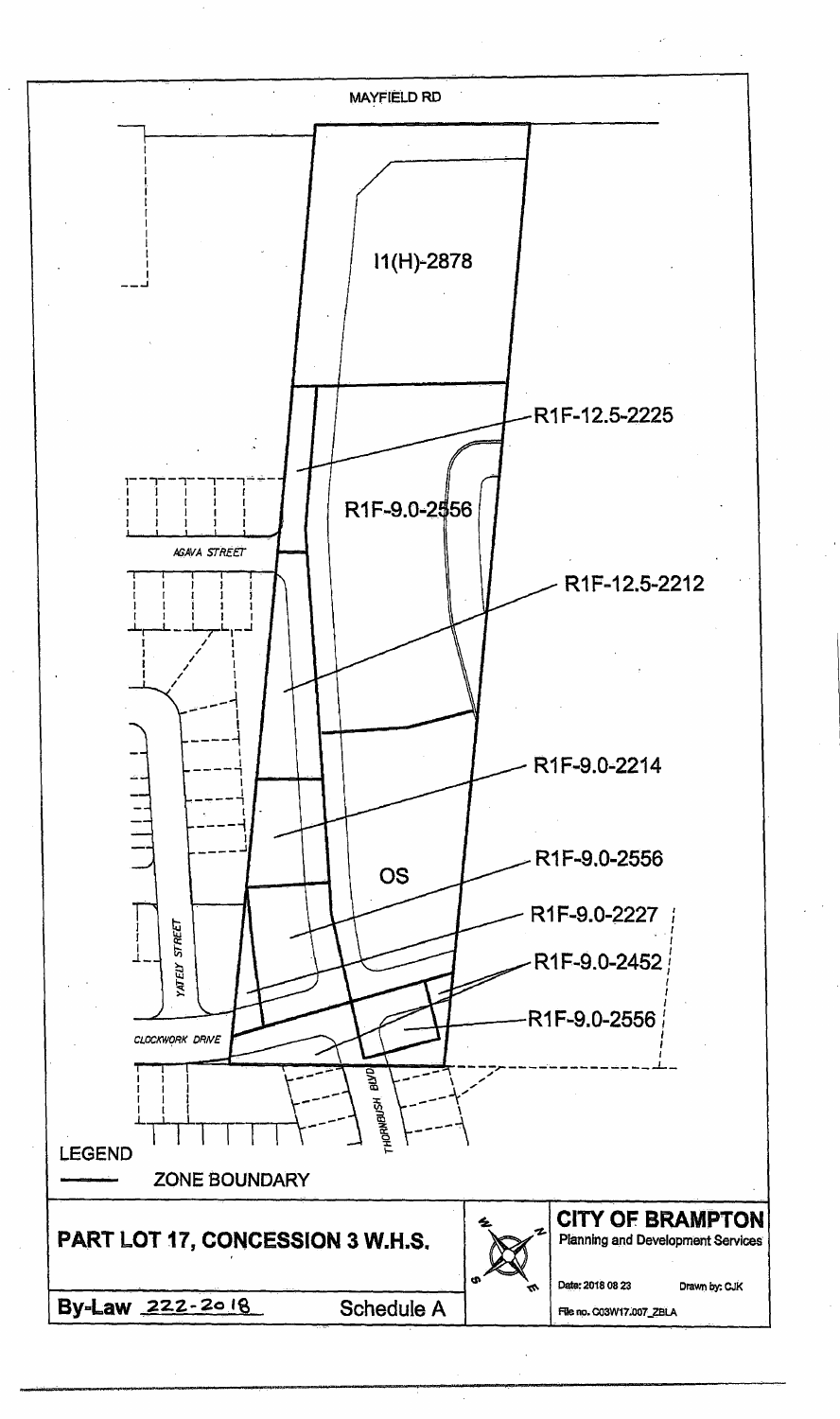MAYFIELD RD

I1(H)-2878

R1F-12.5-2225

R1F-9.0-2556

AGAVA STREET

R1F-12.5-2212

R1F-9.0-2214

OS

R1F-9.0-2556

R1F-9.0-2227

YATELY STREET

R1F-9.0-2452

R1F-9.0-2556

CLOCKWORK DRIVE

THORNBUSH BLVD

LEGEND

ZONE BOUNDARY

**PART LOT 17, CONCESSION 3 W.H.S.**

**CITY OF BRAMPTON**

Planning and Development Services

Date: 2018 08 23 Drawn by: CJK

File no. C03W17.007_ZBLA

**By-Law 222-2018** Schedule A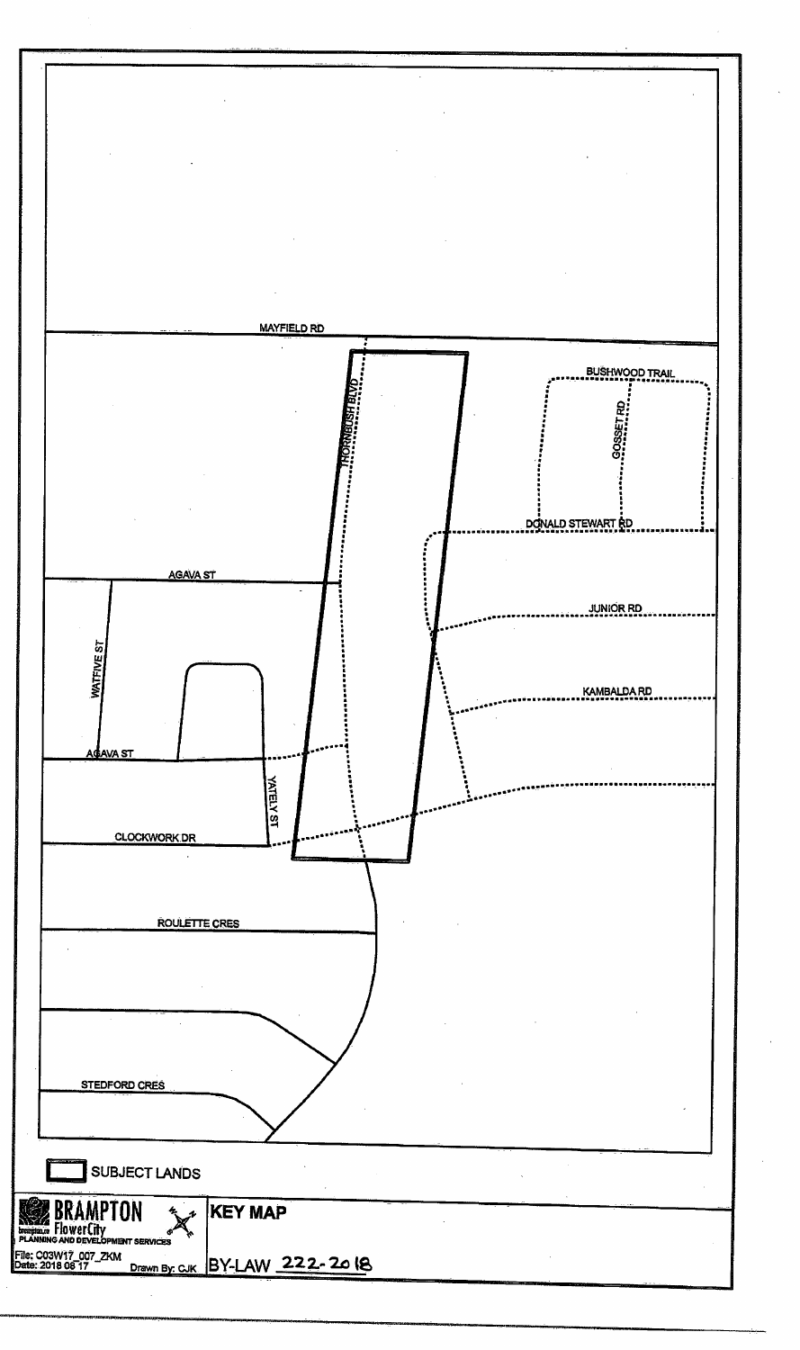MAYFIELD RD

THORNBUSH BLVD

BUSHWOOD TRAIL

GOSSET RD

DONALD STEWART RD

AGAVA ST

JUNIOR RD

WATFIVE ST

KAMBALDA RD

AGAVA ST

YATELY ST

CLOCKWORK DR

ROULETTE CRES

STEDFORD CRES

SUBJECT LANDS

BRAMPTON
brampton.ca FlowerCity
PLANNING AND DEVELOPMENT SERVICES

File: C03W17_007_ZKM
Date: 2018 06 17
Drawn By: CJK

KEY MAP

BY-LAW 222-2018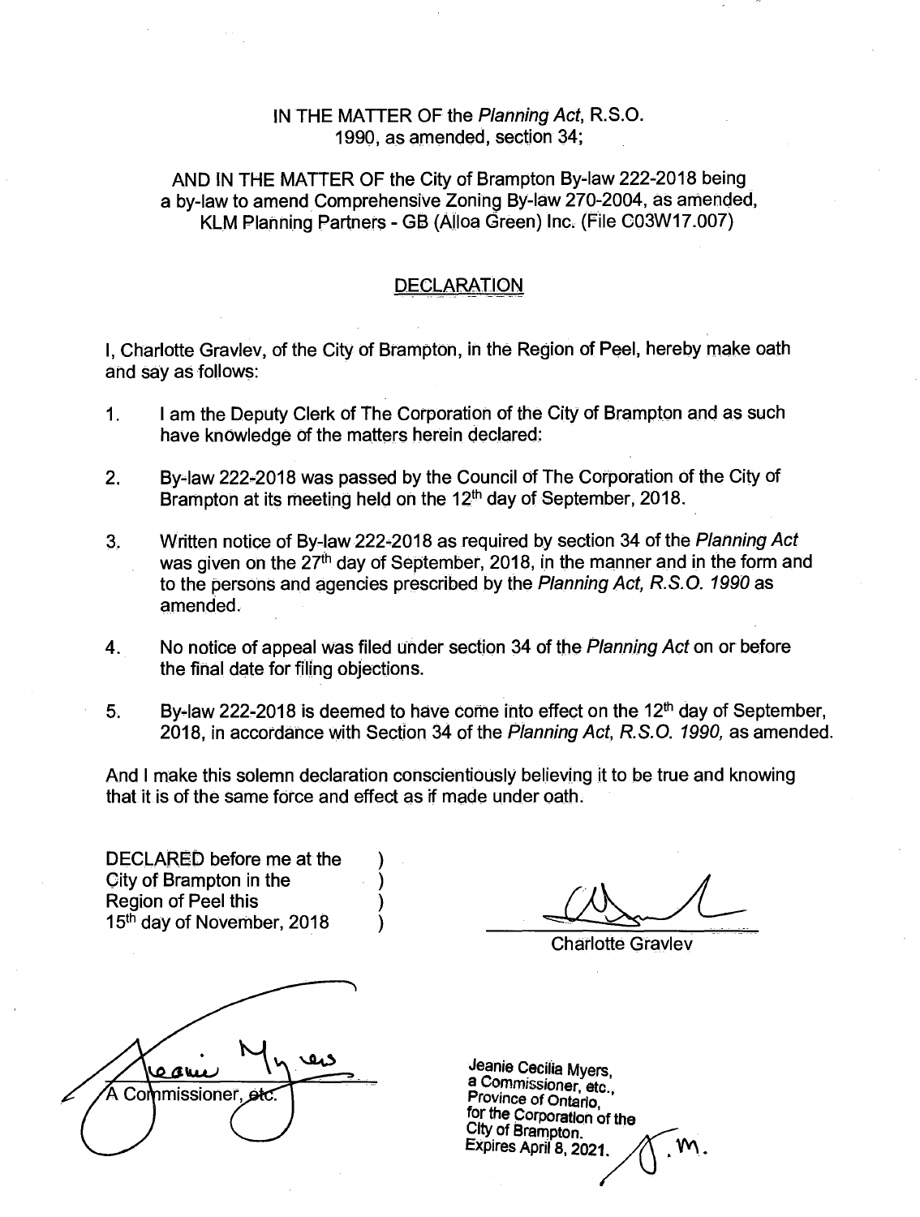IN THE MATTER OF the *Planning Act*, R.S.O. 1990, as amended, section 34;

AND IN THE MATTER OF the City of Brampton By-law 222-2018 being a by-law to amend Comprehensive Zoning By-law 270-2004, as amended, KLM Planning Partners - GB (Alloa Green) Inc. (File C03W17.007)

## DECLARATION

I, Charlotte Gravlev, of the City of Brampton, in the Region of Peel, hereby make oath and say as follows:

1. I am the Deputy Clerk of The Corporation of the City of Brampton and as such have knowledge of the matters herein declared:

2. By-law 222-2018 was passed by the Council of The Corporation of the City of Brampton at its meeting held on the 12th day of September, 2018.

3. Written notice of By-law 222-2018 as required by section 34 of the *Planning Act* was given on the 27th day of September, 2018, in the manner and in the form and to the persons and agencies prescribed by the *Planning Act, R.S.O. 1990* as amended.

4. No notice of appeal was filed under section 34 of the *Planning Act* on or before the final date for filing objections.

5. By-law 222-2018 is deemed to have come into effect on the 12th day of September, 2018, in accordance with Section 34 of the *Planning Act, R.S.O. 1990,* as amended.

And I make this solemn declaration conscientiously believing it to be true and knowing that it is of the same force and effect as if made under oath.

DECLARED before me at the City of Brampton in the Region of Peel this 15th day of November, 2018

Charlotte Gravlev

A Commissioner, etc.

Jeanie Cecilia Myers,
a Commissioner, etc.,
Province of Ontario,
for the Corporation of the
City of Brampton.
Expires April 8, 2021.